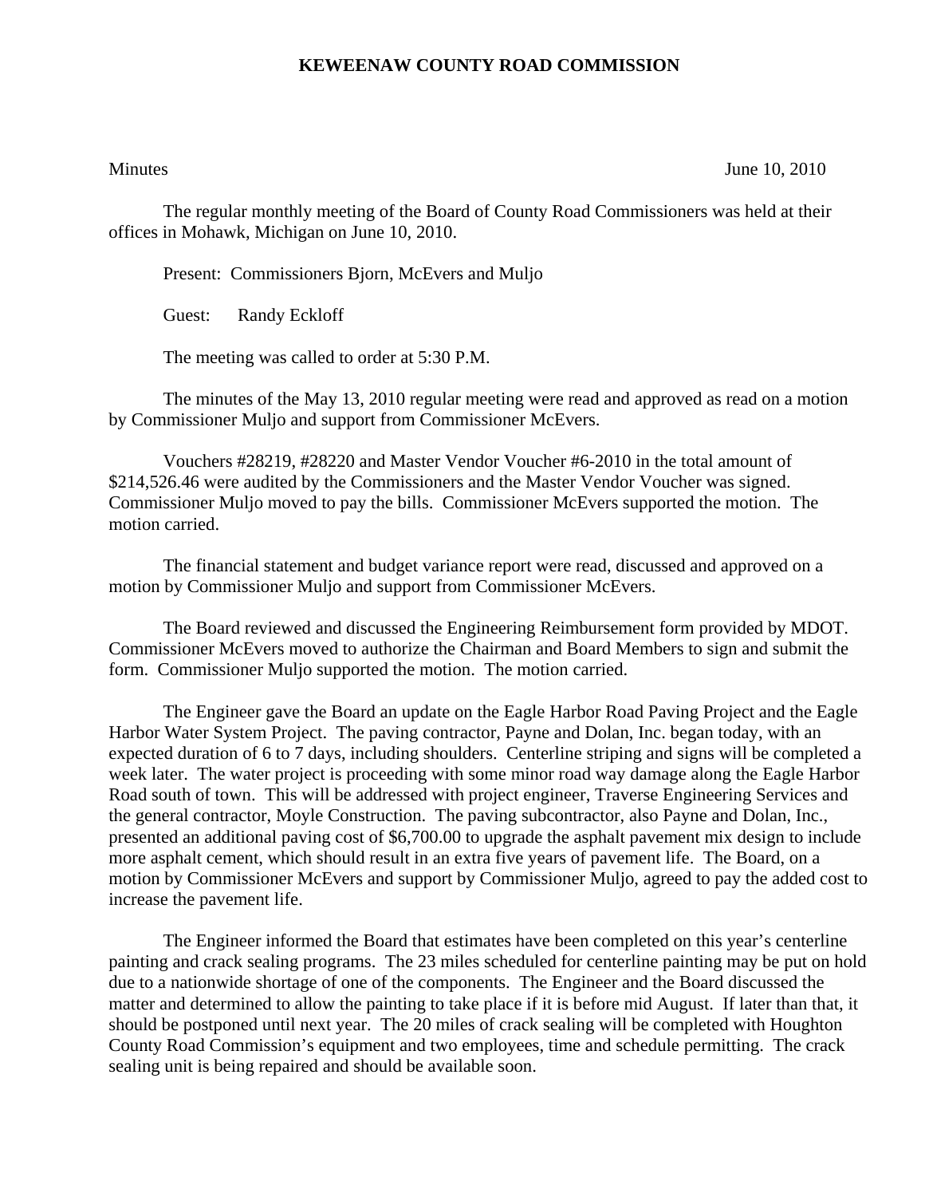# KEWEENAW COUNTY ROAD COMMISSION

Minutes June 10, 2010

The regular monthly meeting of the Board of County Road Commissioners was held at their offices in Mohawk, Michigan on June 10, 2010.

Present: Commissioners Bjorn, McEvers and Muljo

Guest: Randy Eckloff

The meeting was called to order at 5:30 P.M.

The minutes of the May 13, 2010 regular meeting were read and approved as read on a motion by Commissioner Muljo and support from Commissioner McEvers.

Vouchers #28219, #28220 and Master Vendor Voucher #6-2010 in the total amount of $214,526.46 were audited by the Commissioners and the Master Vendor Voucher was signed. Commissioner Muljo moved to pay the bills. Commissioner McEvers supported the motion. The motion carried.

The financial statement and budget variance report were read, discussed and approved on a motion by Commissioner Muljo and support from Commissioner McEvers.

The Board reviewed and discussed the Engineering Reimbursement form provided by MDOT. Commissioner McEvers moved to authorize the Chairman and Board Members to sign and submit the form. Commissioner Muljo supported the motion. The motion carried.

The Engineer gave the Board an update on the Eagle Harbor Road Paving Project and the Eagle Harbor Water System Project. The paving contractor, Payne and Dolan, Inc. began today, with an expected duration of 6 to 7 days, including shoulders. Centerline striping and signs will be completed a week later. The water project is proceeding with some minor road way damage along the Eagle Harbor Road south of town. This will be addressed with project engineer, Traverse Engineering Services and the general contractor, Moyle Construction. The paving subcontractor, also Payne and Dolan, Inc., presented an additional paving cost of $6,700.00 to upgrade the asphalt pavement mix design to include more asphalt cement, which should result in an extra five years of pavement life. The Board, on a motion by Commissioner McEvers and support by Commissioner Muljo, agreed to pay the added cost to increase the pavement life.

The Engineer informed the Board that estimates have been completed on this year's centerline painting and crack sealing programs. The 23 miles scheduled for centerline painting may be put on hold due to a nationwide shortage of one of the components. The Engineer and the Board discussed the matter and determined to allow the painting to take place if it is before mid August. If later than that, it should be postponed until next year. The 20 miles of crack sealing will be completed with Houghton County Road Commission's equipment and two employees, time and schedule permitting. The crack sealing unit is being repaired and should be available soon.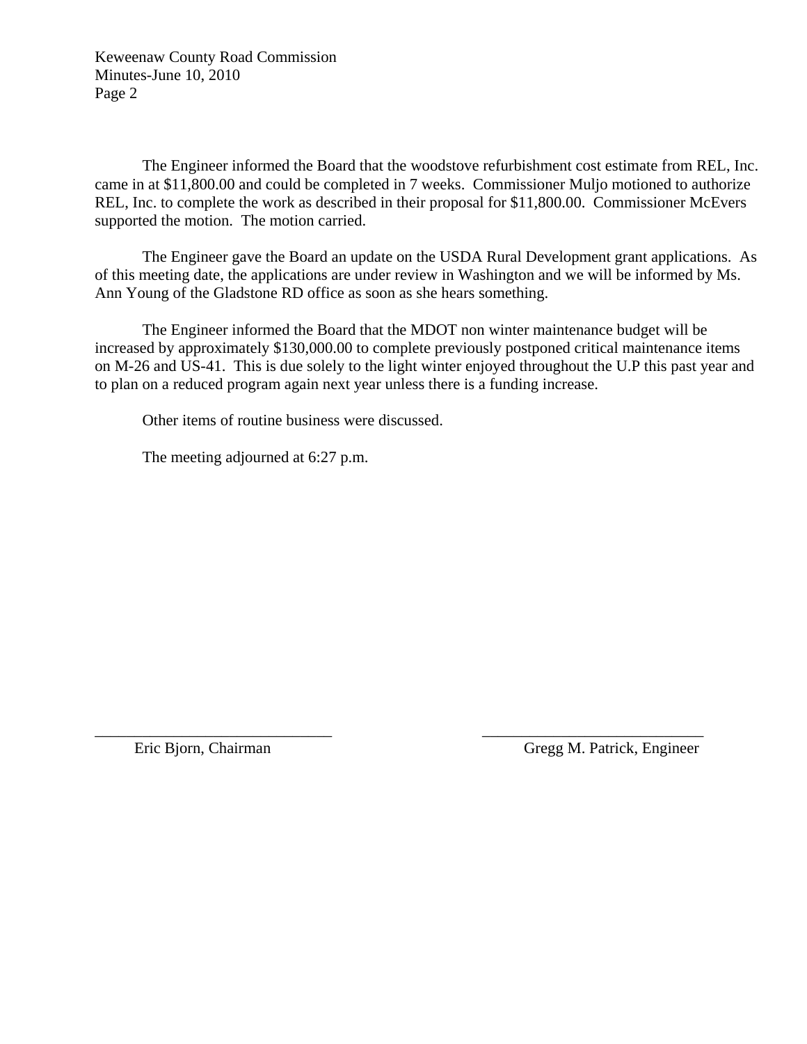The Engineer informed the Board that the woodstove refurbishment cost estimate from REL, Inc. came in at $11,800.00 and could be completed in 7 weeks. Commissioner Muljo motioned to authorize REL, Inc. to complete the work as described in their proposal for $11,800.00. Commissioner McEvers supported the motion. The motion carried.

The Engineer gave the Board an update on the USDA Rural Development grant applications. As of this meeting date, the applications are under review in Washington and we will be informed by Ms. Ann Young of the Gladstone RD office as soon as she hears something.

The Engineer informed the Board that the MDOT non winter maintenance budget will be increased by approximately $130,000.00 to complete previously postponed critical maintenance items on M-26 and US-41. This is due solely to the light winter enjoyed throughout the U.P this past year and to plan on a reduced program again next year unless there is a funding increase.

Other items of routine business were discussed.

The meeting adjourned at 6:27 p.m.

\_\_\_\_\_\_\_\_\_\_\_\_\_\_\_\_\_\_\_\_\_\_\_\_\_\_\_\_\_\_
Eric Bjorn, Chairman

\_\_\_\_\_\_\_\_\_\_\_\_\_\_\_\_\_\_\_\_\_\_\_\_\_\_\_\_\_\_
Gregg M. Patrick, Engineer